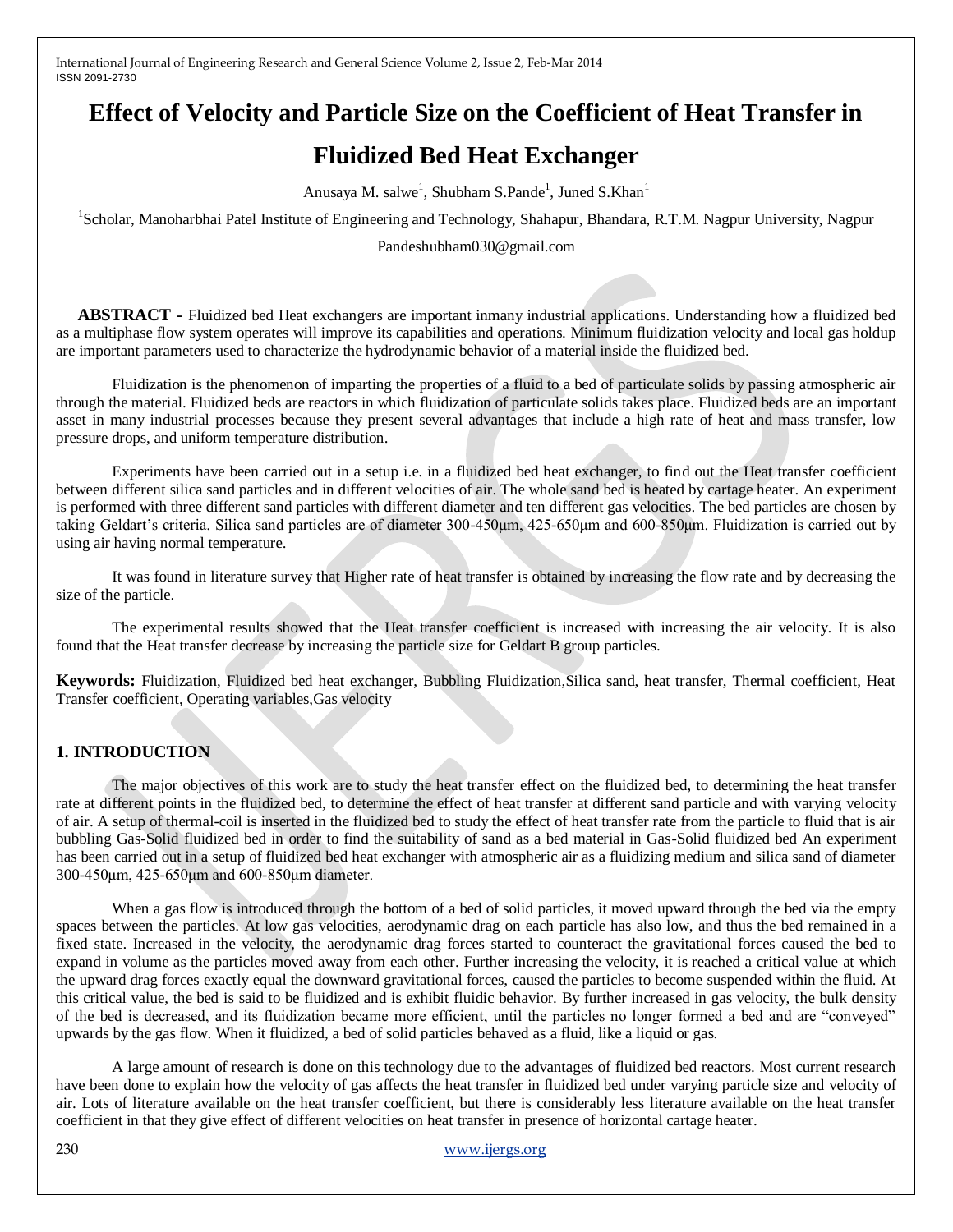# Effect of Velocity and Particle Size on the Coefficient of Heat Transfer in Fluidized Bed Heat Exchanger

Anusaya M. salwe[1], Shubham S.Pande[1], Juned S.Khan[1]

[1]Scholar, Manoharbhai Patel Institute of Engineering and Technology, Shahapur, Bhandara, R.T.M. Nagpur University, Nagpur

Pandeshubham030@gmail.com

**ABSTRACT -** Fluidized bed Heat exchangers are important inmany industrial applications. Understanding how a fluidized bed as a multiphase flow system operates will improve its capabilities and operations. Minimum fluidization velocity and local gas holdup are important parameters used to characterize the hydrodynamic behavior of a material inside the fluidized bed.

Fluidization is the phenomenon of imparting the properties of a fluid to a bed of particulate solids by passing atmospheric air through the material. Fluidized beds are reactors in which fluidization of particulate solids takes place. Fluidized beds are an important asset in many industrial processes because they present several advantages that include a high rate of heat and mass transfer, low pressure drops, and uniform temperature distribution.

Experiments have been carried out in a setup i.e. in a fluidized bed heat exchanger, to find out the Heat transfer coefficient between different silica sand particles and in different velocities of air. The whole sand bed is heated by cartage heater. An experiment is performed with three different sand particles with different diameter and ten different gas velocities. The bed particles are chosen by taking Geldart's criteria. Silica sand particles are of diameter 300-450μm, 425-650μm and 600-850μm. Fluidization is carried out by using air having normal temperature.

It was found in literature survey that Higher rate of heat transfer is obtained by increasing the flow rate and by decreasing the size of the particle.

The experimental results showed that the Heat transfer coefficient is increased with increasing the air velocity. It is also found that the Heat transfer decrease by increasing the particle size for Geldart B group particles.

**Keywords:** Fluidization, Fluidized bed heat exchanger, Bubbling Fluidization,Silica sand, heat transfer, Thermal coefficient, Heat Transfer coefficient, Operating variables,Gas velocity

## 1. INTRODUCTION

The major objectives of this work are to study the heat transfer effect on the fluidized bed, to determining the heat transfer rate at different points in the fluidized bed, to determine the effect of heat transfer at different sand particle and with varying velocity of air. A setup of thermal-coil is inserted in the fluidized bed to study the effect of heat transfer rate from the particle to fluid that is air bubbling Gas-Solid fluidized bed in order to find the suitability of sand as a bed material in Gas-Solid fluidized bed An experiment has been carried out in a setup of fluidized bed heat exchanger with atmospheric air as a fluidizing medium and silica sand of diameter 300-450μm, 425-650μm and 600-850μm diameter.

When a gas flow is introduced through the bottom of a bed of solid particles, it moved upward through the bed via the empty spaces between the particles. At low gas velocities, aerodynamic drag on each particle has also low, and thus the bed remained in a fixed state. Increased in the velocity, the aerodynamic drag forces started to counteract the gravitational forces caused the bed to expand in volume as the particles moved away from each other. Further increasing the velocity, it is reached a critical value at which the upward drag forces exactly equal the downward gravitational forces, caused the particles to become suspended within the fluid. At this critical value, the bed is said to be fluidized and is exhibit fluidic behavior. By further increased in gas velocity, the bulk density of the bed is decreased, and its fluidization became more efficient, until the particles no longer formed a bed and are "conveyed" upwards by the gas flow. When it fluidized, a bed of solid particles behaved as a fluid, like a liquid or gas.

A large amount of research is done on this technology due to the advantages of fluidized bed reactors. Most current research have been done to explain how the velocity of gas affects the heat transfer in fluidized bed under varying particle size and velocity of air. Lots of literature available on the heat transfer coefficient, but there is considerably less literature available on the heat transfer coefficient in that they give effect of different velocities on heat transfer in presence of horizontal cartage heater.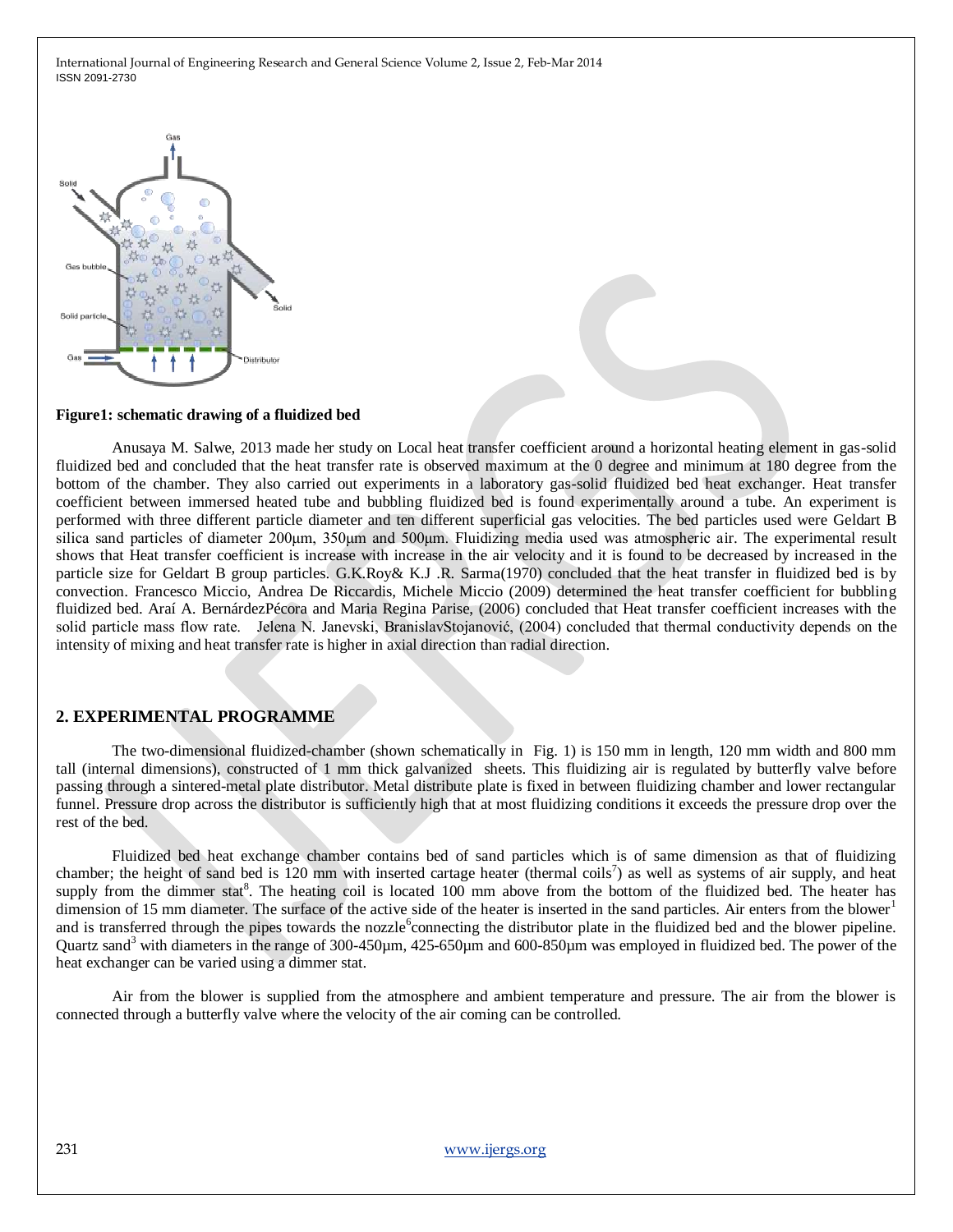**Figure1: schematic drawing of a fluidized bed**

Anusaya M. Salwe, 2013 made her study on Local heat transfer coefficient around a horizontal heating element in gas-solid fluidized bed and concluded that the heat transfer rate is observed maximum at the 0 degree and minimum at 180 degree from the bottom of the chamber. They also carried out experiments in a laboratory gas-solid fluidized bed heat exchanger. Heat transfer coefficient between immersed heated tube and bubbling fluidized bed is found experimentally around a tube. An experiment is performed with three different particle diameter and ten different superficial gas velocities. The bed particles used were Geldart B silica sand particles of diameter 200μm, 350μm and 500μm. Fluidizing media used was atmospheric air. The experimental result shows that Heat transfer coefficient is increase with increase in the air velocity and it is found to be decreased by increased in the particle size for Geldart B group particles. G.K.Roy& K.J .R. Sarma(1970) concluded that the heat transfer in fluidized bed is by convection. Francesco Miccio, Andrea De Riccardis, Michele Miccio (2009) determined the heat transfer coefficient for bubbling fluidized bed. Araí A. BernárdezPécora and Maria Regina Parise, (2006) concluded that Heat transfer coefficient increases with the solid particle mass flow rate. Jelena N. Janevski, BranislavStojanović, (2004) concluded that thermal conductivity depends on the intensity of mixing and heat transfer rate is higher in axial direction than radial direction.

## 2. EXPERIMENTAL PROGRAMME

The two-dimensional fluidized-chamber (shown schematically in Fig. 1) is 150 mm in length, 120 mm width and 800 mm tall (internal dimensions), constructed of 1 mm thick galvanized sheets. This fluidizing air is regulated by butterfly valve before passing through a sintered-metal plate distributor. Metal distribute plate is fixed in between fluidizing chamber and lower rectangular funnel. Pressure drop across the distributor is sufficiently high that at most fluidizing conditions it exceeds the pressure drop over the rest of the bed.

Fluidized bed heat exchange chamber contains bed of sand particles which is of same dimension as that of fluidizing chamber; the height of sand bed is 120 mm with inserted cartage heater (thermal coils[7]) as well as systems of air supply, and heat supply from the dimmer stat[8]. The heating coil is located 100 mm above from the bottom of the fluidized bed. The heater has dimension of 15 mm diameter. The surface of the active side of the heater is inserted in the sand particles. Air enters from the blower[1] and is transferred through the pipes towards the nozzle[6]connecting the distributor plate in the fluidized bed and the blower pipeline. Quartz sand[3] with diameters in the range of 300-450μm, 425-650μm and 600-850μm was employed in fluidized bed. The power of the heat exchanger can be varied using a dimmer stat.

Air from the blower is supplied from the atmosphere and ambient temperature and pressure. The air from the blower is connected through a butterfly valve where the velocity of the air coming can be controlled.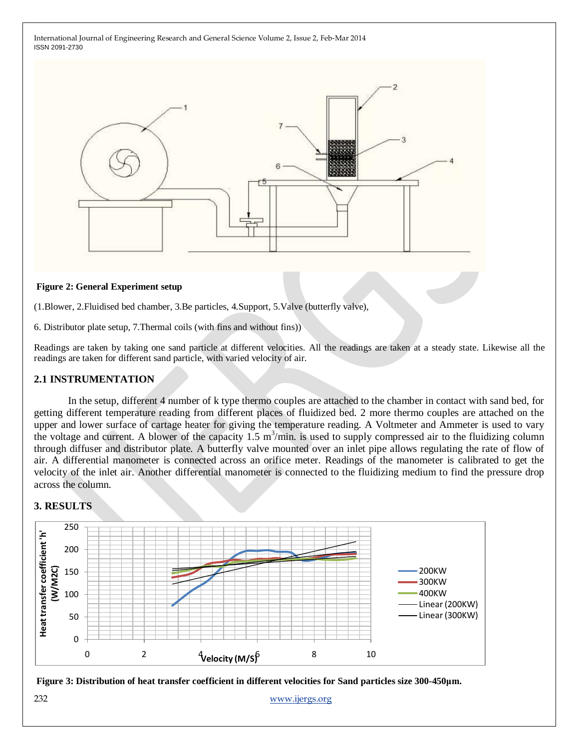**Figure 2: General Experiment setup**

(1.Blower, 2.Fluidised bed chamber, 3.Be particles, 4.Support, 5.Valve (butterfly valve),

6. Distributor plate setup, 7.Thermal coils (with fins and without fins))

Readings are taken by taking one sand particle at different velocities. All the readings are taken at a steady state. Likewise all the readings are taken for different sand particle, with varied velocity of air.

## 2.1 INSTRUMENTATION

In the setup, different 4 number of k type thermo couples are attached to the chamber in contact with sand bed, for getting different temperature reading from different places of fluidized bed. 2 more thermo couples are attached on the upper and lower surface of cartage heater for giving the temperature reading. A Voltmeter and Ammeter is used to vary the voltage and current. A blower of the capacity 1.5 $m^3$/min. is used to supply compressed air to the fluidizing column through diffuser and distributor plate. A butterfly valve mounted over an inlet pipe allows regulating the rate of flow of air. A differential manometer is connected across an orifice meter. Readings of the manometer is calibrated to get the velocity of the inlet air. Another differential manometer is connected to the fluidizing medium to find the pressure drop across the column.

## 3. RESULTS

**Figure 3: Distribution of heat transfer coefficient in different velocities for Sand particles size 300-450µm.**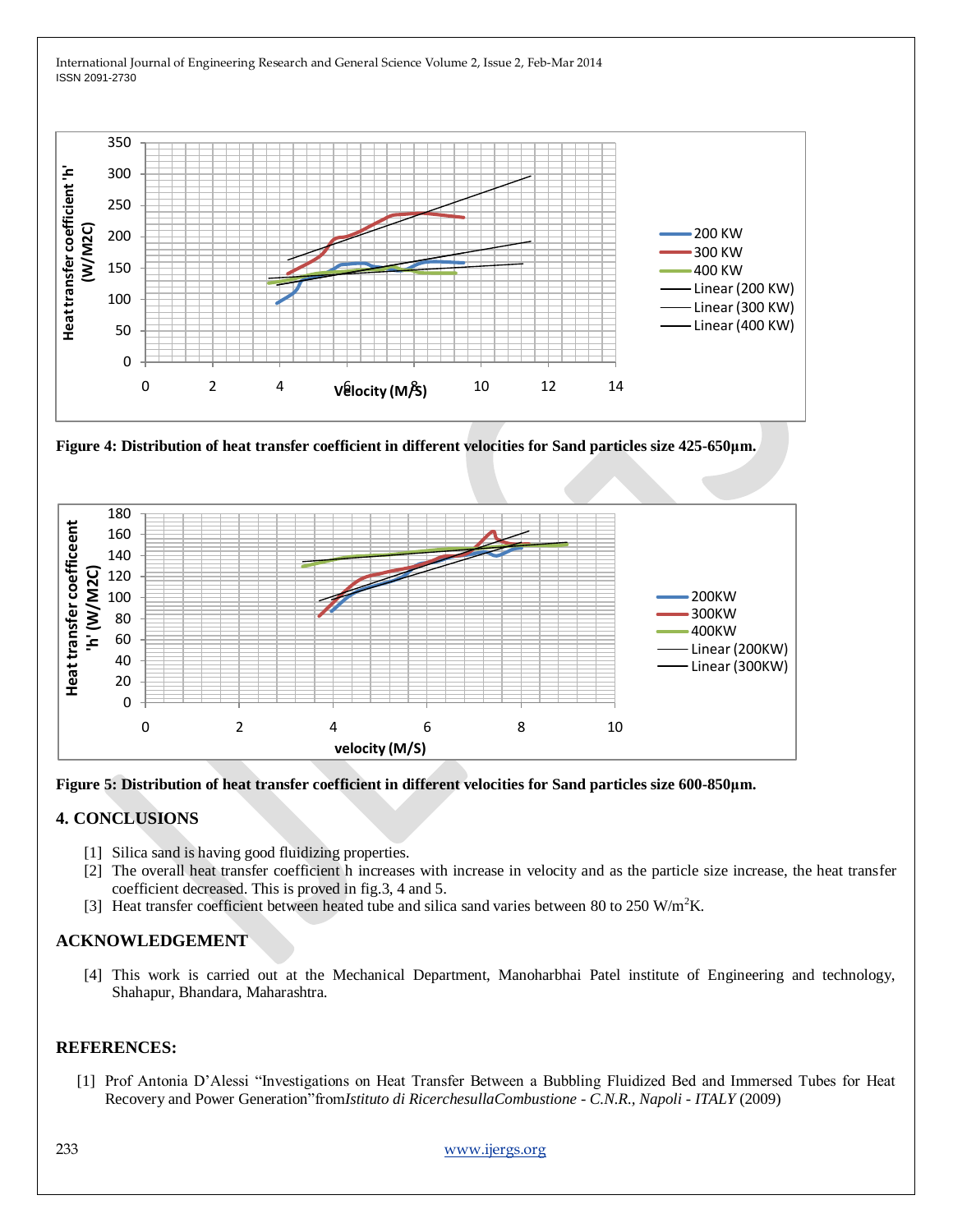Figure 4: Distribution of heat transfer coefficient in different velocities for Sand particles size 425-650μm.

Figure 5: Distribution of heat transfer coefficient in different velocities for Sand particles size 600-850μm.

## 4. CONCLUSIONS

[1] Silica sand is having good fluidizing properties.

[2] The overall heat transfer coefficient h increases with increase in velocity and as the particle size increase, the heat transfer coefficient decreased. This is proved in fig.3, 4 and 5.

[3] Heat transfer coefficient between heated tube and silica sand varies between 80 to 250 $W/m^2K$.

## ACKNOWLEDGEMENT

[4] This work is carried out at the Mechanical Department, Manoharbhai Patel institute of Engineering and technology, Shahapur, Bhandara, Maharashtra.

## REFERENCES:

[1] Prof Antonia D'Alessi "Investigations on Heat Transfer Between a Bubbling Fluidized Bed and Immersed Tubes for Heat Recovery and Power Generation"from*Istituto di RicerchesullaCombustione - C.N.R., Napoli - ITALY* (2009)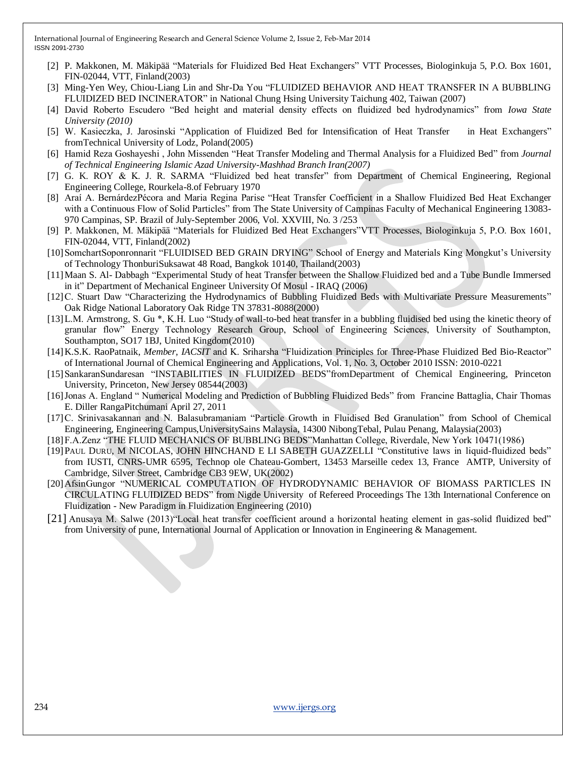[2] P. Makkonen, M. Mäkipää "Materials for Fluidized Bed Heat Exchangers" VTT Processes, Biologinkuja 5, P.O. Box 1601, FIN-02044, VTT, Finland(2003)

[3] Ming-Yen Wey, Chiou-Liang Lin and Shr-Da You "FLUIDIZED BEHAVIOR AND HEAT TRANSFER IN A BUBBLING FLUIDIZED BED INCINERATOR" in National Chung Hsing University Taichung 402, Taiwan (2007)

[4] David Roberto Escudero "Bed height and material density effects on fluidized bed hydrodynamics" from *Iowa State University (2010)*

[5] W. Kasieczka, J. Jarosinski "Application of Fluidized Bed for Intensification of Heat Transfer in Heat Exchangers" fromTechnical University of Lodz, Poland(2005)

[6] Hamid Reza Goshayeshi , John Missenden "Heat Transfer Modeling and Thermal Analysis for a Fluidized Bed" from *Journal of Technical Engineering Islamic Azad University-Mashhad Branch Iran(2007)*

[7] G. K. ROY & K. J. R. SARMA "Fluidized bed heat transfer" from Department of Chemical Engineering, Regional Engineering College, Rourkela-8.of February 1970

[8] Araí A. BernárdezPécora and Maria Regina Parise "Heat Transfer Coefficient in a Shallow Fluidized Bed Heat Exchanger with a Continuous Flow of Solid Particles" from The State University of Campinas Faculty of Mechanical Engineering 13083-970 Campinas, SP. Brazil of July-September 2006, Vol. XXVIII, No. 3 /253

[9] P. Makkonen, M. Mäkipää "Materials for Fluidized Bed Heat Exchangers"VTT Processes, Biologinkuja 5, P.O. Box 1601, FIN-02044, VTT, Finland(2002)

[10] SomchartSoponronnarit "FLUIDISED BED GRAIN DRYING" School of Energy and Materials King Mongkut's University of Technology ThonburiSuksawat 48 Road, Bangkok 10140, Thailand(2003)

[11] Maan S. Al- Dabbagh "Experimental Study of heat Transfer between the Shallow Fluidized bed and a Tube Bundle Immersed in it" Department of Mechanical Engineer University Of Mosul - IRAQ (2006)

[12] C. Stuart Daw "Characterizing the Hydrodynamics of Bubbling Fluidized Beds with Multivariate Pressure Measurements" Oak Ridge National Laboratory Oak Ridge TN 37831-8088(2000)

[13] L.M. Armstrong, S. Gu *, K.H. Luo "Study of wall-to-bed heat transfer in a bubbling fluidised bed using the kinetic theory of granular flow" Energy Technology Research Group, School of Engineering Sciences, University of Southampton, Southampton, SO17 1BJ, United Kingdom(2010)

[14] K.S.K. RaoPatnaik, *Member, IACSIT* and K. Sriharsha "Fluidization Principles for Three-Phase Fluidized Bed Bio-Reactor" of International Journal of Chemical Engineering and Applications, Vol. 1, No. 3, October 2010 ISSN: 2010-0221

[15] SankaranSundaresan "INSTABILITIES IN FLUIDIZED BEDS"fromDepartment of Chemical Engineering, Princeton University, Princeton, New Jersey 08544(2003)

[16] Jonas A. England " Numerical Modeling and Prediction of Bubbling Fluidized Beds" from Francine Battaglia, Chair Thomas E. Diller RangaPitchumani April 27, 2011

[17] C. Srinivasakannan and N. Balasubramaniam "Particle Growth in Fluidised Bed Granulation" from School of Chemical Engineering, Engineering Campus,UniversitySains Malaysia, 14300 NibongTebal, Pulau Penang, Malaysia(2003)

[18] F.A.Zenz "THE FLUID MECHANICS OF BUBBLING BEDS"Manhattan College, Riverdale, New York 10471(1986)

[19] PAUL DURU, M NICOLAS, JOHN HINCHAND E LI SABETH GUAZZELLI "Constitutive laws in liquid-fluidized beds" from IUSTI, CNRS-UMR 6595, Technop ole Chateau-Gombert, 13453 Marseille cedex 13, France AMTP, University of Cambridge, Silver Street, Cambridge CB3 9EW, UK(2002)

[20] AfsinGungor "NUMERICAL COMPUTATION OF HYDRODYNAMIC BEHAVIOR OF BIOMASS PARTICLES IN CIRCULATING FLUIDIZED BEDS" from Nigde University of Refereed Proceedings The 13th International Conference on Fluidization - New Paradigm in Fluidization Engineering (2010)

[21] Anusaya M. Salwe (2013)"Local heat transfer coefficient around a horizontal heating element in gas-solid fluidized bed" from University of pune, International Journal of Application or Innovation in Engineering & Management.